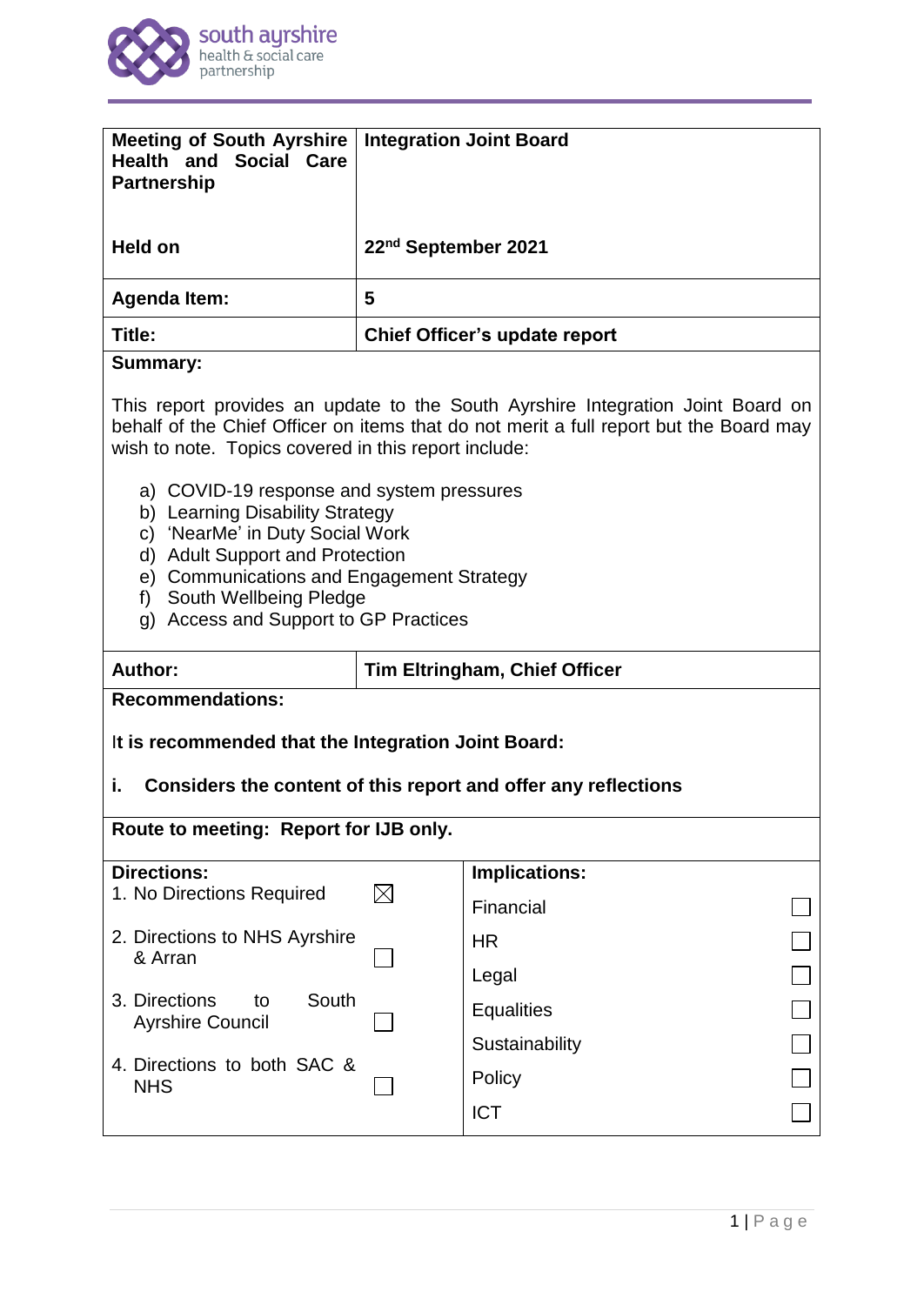| Meeting of South Ayrshire Health and Social Care Partnership | Integration Joint Board |
|---|---|
| **Held on** | **22nd September 2021** |
| **Agenda Item:** | **5** |
| **Title:** | **Chief Officer's update report** |

**Summary:**

This report provides an update to the South Ayrshire Integration Joint Board on behalf of the Chief Officer on items that do not merit a full report but the Board may wish to note. Topics covered in this report include:

a) COVID-19 response and system pressures
b) Learning Disability Strategy
c) 'NearMe' in Duty Social Work
d) Adult Support and Protection
e) Communications and Engagement Strategy
f) South Wellbeing Pledge
g) Access and Support to GP Practices

| **Author:** | **Tim Eltringham, Chief Officer** |
|---|---|

**Recommendations:**

**It is recommended that the Integration Joint Board:**

**i. Considers the content of this report and offer any reflections**

**Route to meeting: Report for IJB only.**

| **Directions:** | | **Implications:** | |
|---|---|---|---|
| 1. No Directions Required | ☒ | Financial | ☐ |
| 2. Directions to NHS Ayrshire & Arran | ☐ | HR | ☐ |
| | | Legal | ☐ |
| 3. Directions to South Ayrshire Council | ☐ | Equalities | ☐ |
| | | Sustainability | ☐ |
| 4. Directions to both SAC & NHS | ☐ | Policy | ☐ |
| | | ICT | ☐ |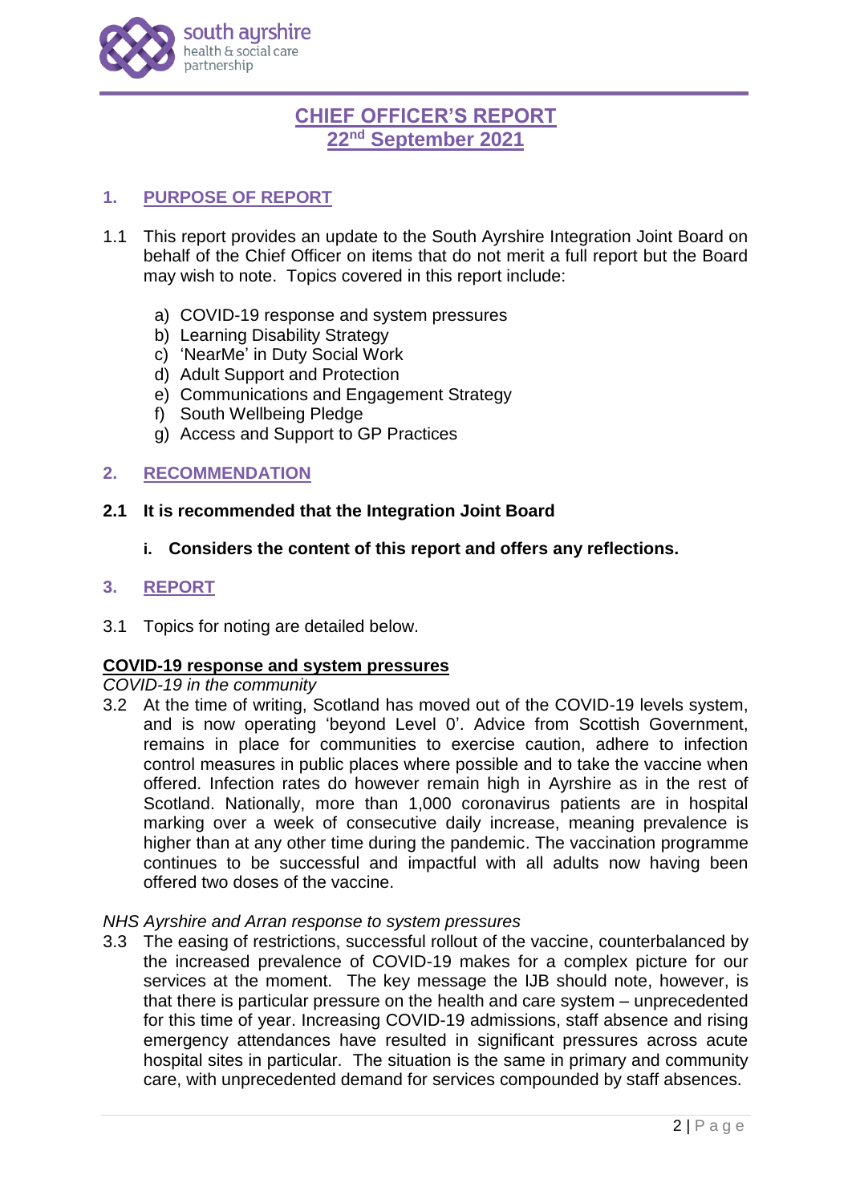# CHIEF OFFICER'S REPORT
## 22nd September 2021

## 1. PURPOSE OF REPORT

1.1 This report provides an update to the South Ayrshire Integration Joint Board on behalf of the Chief Officer on items that do not merit a full report but the Board may wish to note. Topics covered in this report include:

a) COVID-19 response and system pressures
b) Learning Disability Strategy
c) 'NearMe' in Duty Social Work
d) Adult Support and Protection
e) Communications and Engagement Strategy
f) South Wellbeing Pledge
g) Access and Support to GP Practices

## 2. RECOMMENDATION

**2.1 It is recommended that the Integration Joint Board**

**i. Considers the content of this report and offers any reflections.**

## 3. REPORT

3.1 Topics for noting are detailed below.

### COVID-19 response and system pressures

*COVID-19 in the community*

3.2 At the time of writing, Scotland has moved out of the COVID-19 levels system, and is now operating 'beyond Level 0'. Advice from Scottish Government, remains in place for communities to exercise caution, adhere to infection control measures in public places where possible and to take the vaccine when offered. Infection rates do however remain high in Ayrshire as in the rest of Scotland. Nationally, more than 1,000 coronavirus patients are in hospital marking over a week of consecutive daily increase, meaning prevalence is higher than at any other time during the pandemic. The vaccination programme continues to be successful and impactful with all adults now having been offered two doses of the vaccine.

*NHS Ayrshire and Arran response to system pressures*

3.3 The easing of restrictions, successful rollout of the vaccine, counterbalanced by the increased prevalence of COVID-19 makes for a complex picture for our services at the moment. The key message the IJB should note, however, is that there is particular pressure on the health and care system – unprecedented for this time of year. Increasing COVID-19 admissions, staff absence and rising emergency attendances have resulted in significant pressures across acute hospital sites in particular. The situation is the same in primary and community care, with unprecedented demand for services compounded by staff absences.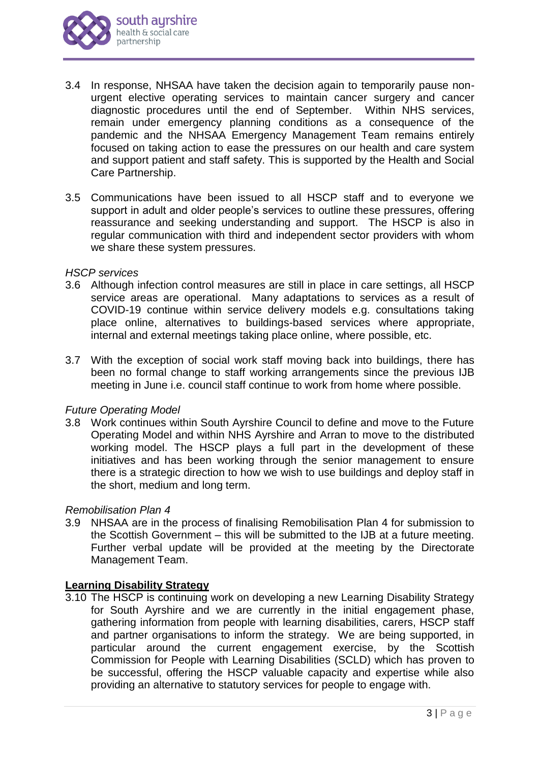3.4 In response, NHSAA have taken the decision again to temporarily pause non-urgent elective operating services to maintain cancer surgery and cancer diagnostic procedures until the end of September. Within NHS services, remain under emergency planning conditions as a consequence of the pandemic and the NHSAA Emergency Management Team remains entirely focused on taking action to ease the pressures on our health and care system and support patient and staff safety. This is supported by the Health and Social Care Partnership.

3.5 Communications have been issued to all HSCP staff and to everyone we support in adult and older people's services to outline these pressures, offering reassurance and seeking understanding and support. The HSCP is also in regular communication with third and independent sector providers with whom we share these system pressures.

*HSCP services*

3.6 Although infection control measures are still in place in care settings, all HSCP service areas are operational. Many adaptations to services as a result of COVID-19 continue within service delivery models e.g. consultations taking place online, alternatives to buildings-based services where appropriate, internal and external meetings taking place online, where possible, etc.

3.7 With the exception of social work staff moving back into buildings, there has been no formal change to staff working arrangements since the previous IJB meeting in June i.e. council staff continue to work from home where possible.

*Future Operating Model*

3.8 Work continues within South Ayrshire Council to define and move to the Future Operating Model and within NHS Ayrshire and Arran to move to the distributed working model. The HSCP plays a full part in the development of these initiatives and has been working through the senior management to ensure there is a strategic direction to how we wish to use buildings and deploy staff in the short, medium and long term.

*Remobilisation Plan 4*

3.9 NHSAA are in the process of finalising Remobilisation Plan 4 for submission to the Scottish Government – this will be submitted to the IJB at a future meeting. Further verbal update will be provided at the meeting by the Directorate Management Team.

**Learning Disability Strategy**

3.10 The HSCP is continuing work on developing a new Learning Disability Strategy for South Ayrshire and we are currently in the initial engagement phase, gathering information from people with learning disabilities, carers, HSCP staff and partner organisations to inform the strategy. We are being supported, in particular around the current engagement exercise, by the Scottish Commission for People with Learning Disabilities (SCLD) which has proven to be successful, offering the HSCP valuable capacity and expertise while also providing an alternative to statutory services for people to engage with.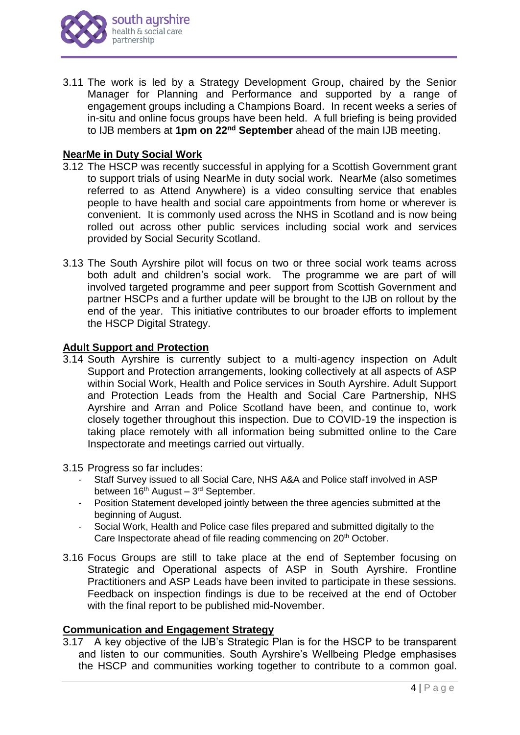3.11 The work is led by a Strategy Development Group, chaired by the Senior Manager for Planning and Performance and supported by a range of engagement groups including a Champions Board. In recent weeks a series of in-situ and online focus groups have been held. A full briefing is being provided to IJB members at **1pm on 22nd September** ahead of the main IJB meeting.

**NearMe in Duty Social Work**

3.12 The HSCP was recently successful in applying for a Scottish Government grant to support trials of using NearMe in duty social work. NearMe (also sometimes referred to as Attend Anywhere) is a video consulting service that enables people to have health and social care appointments from home or wherever is convenient. It is commonly used across the NHS in Scotland and is now being rolled out across other public services including social work and services provided by Social Security Scotland.

3.13 The South Ayrshire pilot will focus on two or three social work teams across both adult and children's social work. The programme we are part of will involved targeted programme and peer support from Scottish Government and partner HSCPs and a further update will be brought to the IJB on rollout by the end of the year. This initiative contributes to our broader efforts to implement the HSCP Digital Strategy.

**Adult Support and Protection**

3.14 South Ayrshire is currently subject to a multi-agency inspection on Adult Support and Protection arrangements, looking collectively at all aspects of ASP within Social Work, Health and Police services in South Ayrshire. Adult Support and Protection Leads from the Health and Social Care Partnership, NHS Ayrshire and Arran and Police Scotland have been, and continue to, work closely together throughout this inspection. Due to COVID-19 the inspection is taking place remotely with all information being submitted online to the Care Inspectorate and meetings carried out virtually.

3.15 Progress so far includes:

- Staff Survey issued to all Social Care, NHS A&A and Police staff involved in ASP between 16th August – 3rd September.
- Position Statement developed jointly between the three agencies submitted at the beginning of August.
- Social Work, Health and Police case files prepared and submitted digitally to the Care Inspectorate ahead of file reading commencing on 20th October.

3.16 Focus Groups are still to take place at the end of September focusing on Strategic and Operational aspects of ASP in South Ayrshire. Frontline Practitioners and ASP Leads have been invited to participate in these sessions. Feedback on inspection findings is due to be received at the end of October with the final report to be published mid-November.

**Communication and Engagement Strategy**

3.17 A key objective of the IJB's Strategic Plan is for the HSCP to be transparent and listen to our communities. South Ayrshire's Wellbeing Pledge emphasises the HSCP and communities working together to contribute to a common goal.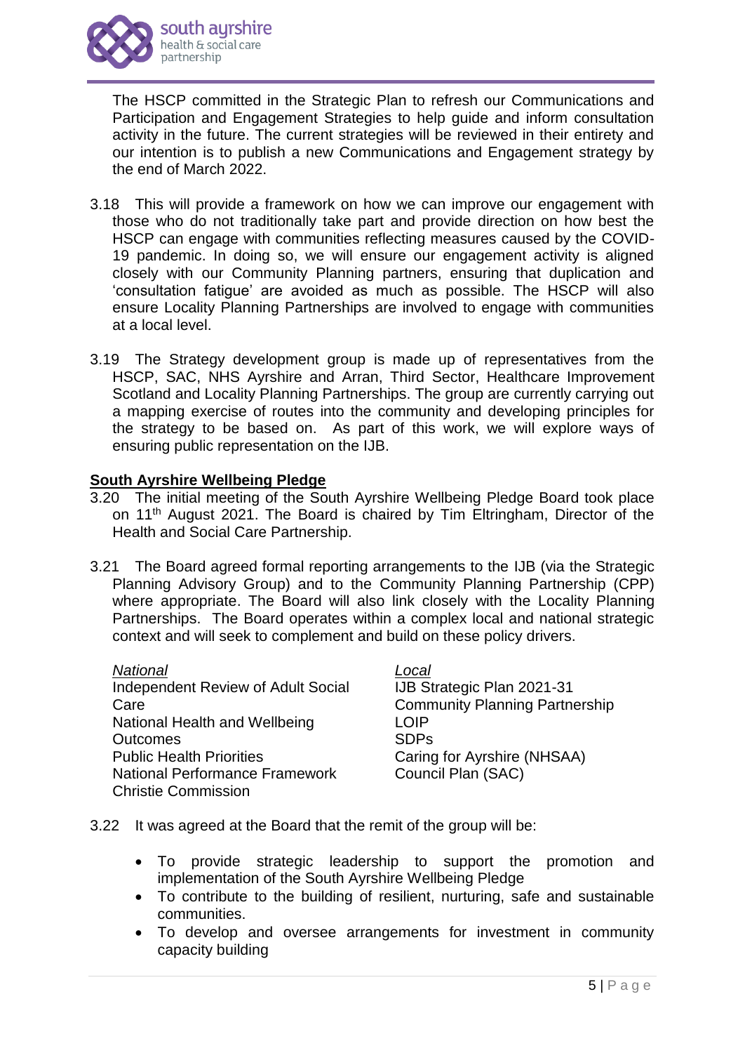The HSCP committed in the Strategic Plan to refresh our Communications and Participation and Engagement Strategies to help guide and inform consultation activity in the future. The current strategies will be reviewed in their entirety and our intention is to publish a new Communications and Engagement strategy by the end of March 2022.

3.18 This will provide a framework on how we can improve our engagement with those who do not traditionally take part and provide direction on how best the HSCP can engage with communities reflecting measures caused by the COVID-19 pandemic. In doing so, we will ensure our engagement activity is aligned closely with our Community Planning partners, ensuring that duplication and 'consultation fatigue' are avoided as much as possible. The HSCP will also ensure Locality Planning Partnerships are involved to engage with communities at a local level.

3.19 The Strategy development group is made up of representatives from the HSCP, SAC, NHS Ayrshire and Arran, Third Sector, Healthcare Improvement Scotland and Locality Planning Partnerships. The group are currently carrying out a mapping exercise of routes into the community and developing principles for the strategy to be based on. As part of this work, we will explore ways of ensuring public representation on the IJB.

**South Ayrshire Wellbeing Pledge**

3.20 The initial meeting of the South Ayrshire Wellbeing Pledge Board took place on 11th August 2021. The Board is chaired by Tim Eltringham, Director of the Health and Social Care Partnership.

3.21 The Board agreed formal reporting arrangements to the IJB (via the Strategic Planning Advisory Group) and to the Community Planning Partnership (CPP) where appropriate. The Board will also link closely with the Locality Planning Partnerships. The Board operates within a complex local and national strategic context and will seek to complement and build on these policy drivers.

| *National* | *Local* |
|---|---|
| Independent Review of Adult Social Care | IJB Strategic Plan 2021-31 |
| National Health and Wellbeing Outcomes | Community Planning Partnership |
| Public Health Priorities | LOIP |
| National Performance Framework | SDPs |
| Christie Commission | Caring for Ayrshire (NHSAA) |
| | Council Plan (SAC) |

3.22 It was agreed at the Board that the remit of the group will be:

- To provide strategic leadership to support the promotion and implementation of the South Ayrshire Wellbeing Pledge
- To contribute to the building of resilient, nurturing, safe and sustainable communities.
- To develop and oversee arrangements for investment in community capacity building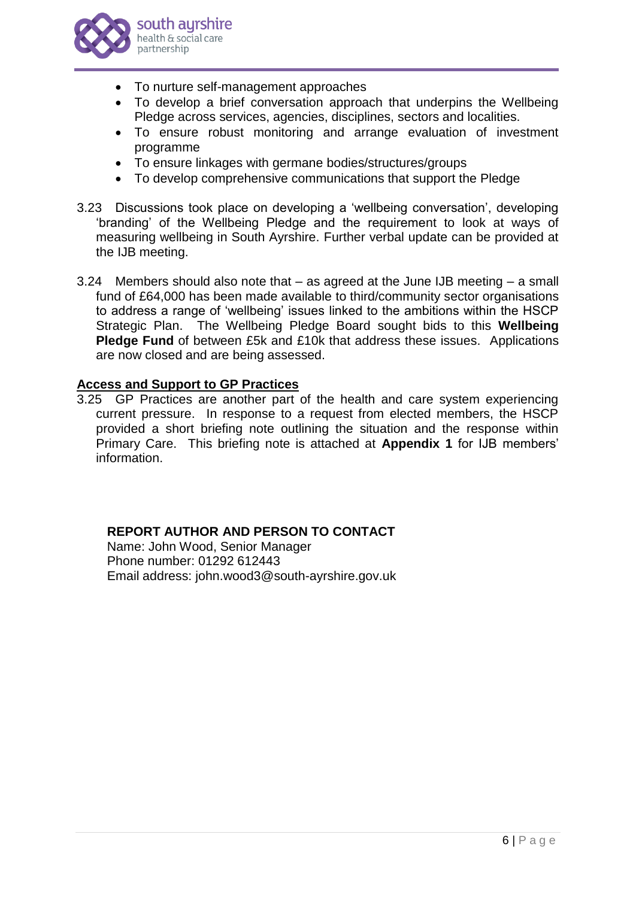- To nurture self-management approaches
- To develop a brief conversation approach that underpins the Wellbeing Pledge across services, agencies, disciplines, sectors and localities.
- To ensure robust monitoring and arrange evaluation of investment programme
- To ensure linkages with germane bodies/structures/groups
- To develop comprehensive communications that support the Pledge

3.23 Discussions took place on developing a 'wellbeing conversation', developing 'branding' of the Wellbeing Pledge and the requirement to look at ways of measuring wellbeing in South Ayrshire. Further verbal update can be provided at the IJB meeting.

3.24 Members should also note that – as agreed at the June IJB meeting – a small fund of £64,000 has been made available to third/community sector organisations to address a range of 'wellbeing' issues linked to the ambitions within the HSCP Strategic Plan. The Wellbeing Pledge Board sought bids to this **Wellbeing Pledge Fund** of between £5k and £10k that address these issues. Applications are now closed and are being assessed.

**Access and Support to GP Practices**

3.25 GP Practices are another part of the health and care system experiencing current pressure. In response to a request from elected members, the HSCP provided a short briefing note outlining the situation and the response within Primary Care. This briefing note is attached at **Appendix 1** for IJB members' information.

**REPORT AUTHOR AND PERSON TO CONTACT**

Name: John Wood, Senior Manager
Phone number: 01292 612443
Email address: john.wood3@south-ayrshire.gov.uk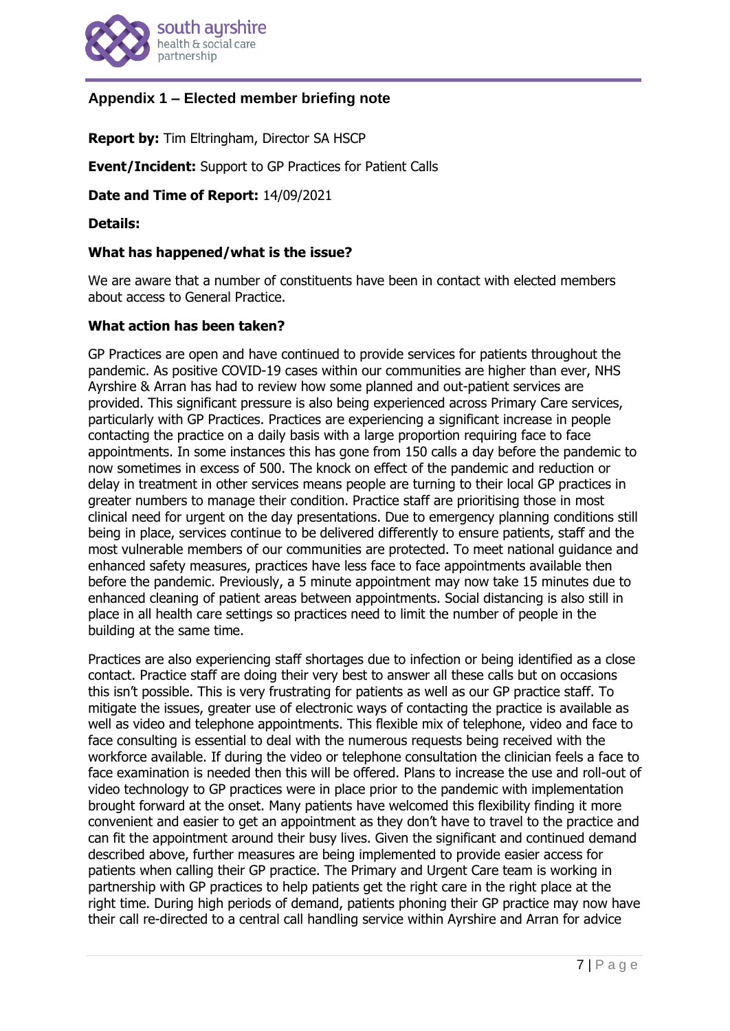## Appendix 1 – Elected member briefing note

**Report by:** Tim Eltringham, Director SA HSCP

**Event/Incident:** Support to GP Practices for Patient Calls

**Date and Time of Report:** 14/09/2021

**Details:**

**What has happened/what is the issue?**

We are aware that a number of constituents have been in contact with elected members about access to General Practice.

**What action has been taken?**

GP Practices are open and have continued to provide services for patients throughout the pandemic. As positive COVID-19 cases within our communities are higher than ever, NHS Ayrshire & Arran has had to review how some planned and out-patient services are provided. This significant pressure is also being experienced across Primary Care services, particularly with GP Practices. Practices are experiencing a significant increase in people contacting the practice on a daily basis with a large proportion requiring face to face appointments. In some instances this has gone from 150 calls a day before the pandemic to now sometimes in excess of 500. The knock on effect of the pandemic and reduction or delay in treatment in other services means people are turning to their local GP practices in greater numbers to manage their condition. Practice staff are prioritising those in most clinical need for urgent on the day presentations. Due to emergency planning conditions still being in place, services continue to be delivered differently to ensure patients, staff and the most vulnerable members of our communities are protected. To meet national guidance and enhanced safety measures, practices have less face to face appointments available then before the pandemic. Previously, a 5 minute appointment may now take 15 minutes due to enhanced cleaning of patient areas between appointments. Social distancing is also still in place in all health care settings so practices need to limit the number of people in the building at the same time.

Practices are also experiencing staff shortages due to infection or being identified as a close contact. Practice staff are doing their very best to answer all these calls but on occasions this isn't possible. This is very frustrating for patients as well as our GP practice staff. To mitigate the issues, greater use of electronic ways of contacting the practice is available as well as video and telephone appointments. This flexible mix of telephone, video and face to face consulting is essential to deal with the numerous requests being received with the workforce available. If during the video or telephone consultation the clinician feels a face to face examination is needed then this will be offered. Plans to increase the use and roll-out of video technology to GP practices were in place prior to the pandemic with implementation brought forward at the onset. Many patients have welcomed this flexibility finding it more convenient and easier to get an appointment as they don't have to travel to the practice and can fit the appointment around their busy lives. Given the significant and continued demand described above, further measures are being implemented to provide easier access for patients when calling their GP practice. The Primary and Urgent Care team is working in partnership with GP practices to help patients get the right care in the right place at the right time. During high periods of demand, patients phoning their GP practice may now have their call re-directed to a central call handling service within Ayrshire and Arran for advice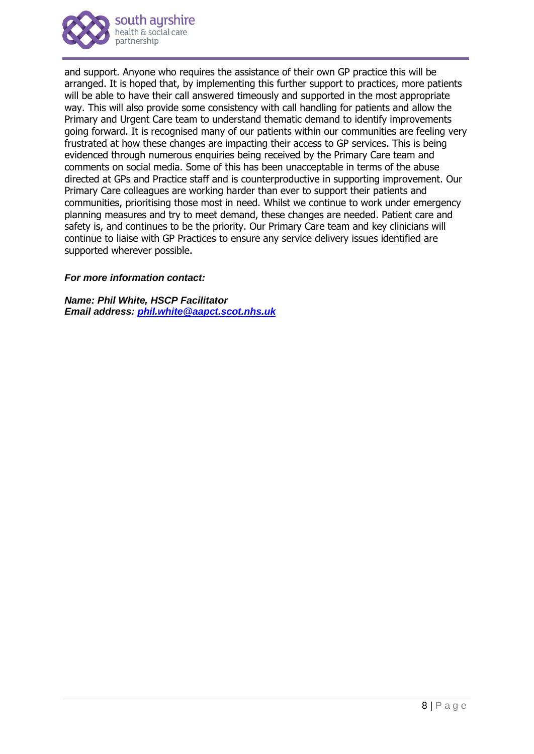and support. Anyone who requires the assistance of their own GP practice this will be arranged. It is hoped that, by implementing this further support to practices, more patients will be able to have their call answered timeously and supported in the most appropriate way. This will also provide some consistency with call handling for patients and allow the Primary and Urgent Care team to understand thematic demand to identify improvements going forward. It is recognised many of our patients within our communities are feeling very frustrated at how these changes are impacting their access to GP services. This is being evidenced through numerous enquiries being received by the Primary Care team and comments on social media. Some of this has been unacceptable in terms of the abuse directed at GPs and Practice staff and is counterproductive in supporting improvement. Our Primary Care colleagues are working harder than ever to support their patients and communities, prioritising those most in need. Whilst we continue to work under emergency planning measures and try to meet demand, these changes are needed. Patient care and safety is, and continues to be the priority. Our Primary Care team and key clinicians will continue to liaise with GP Practices to ensure any service delivery issues identified are supported wherever possible.

***For more information contact:***

***Name: Phil White, HSCP Facilitator***
***Email address: phil.white@aapct.scot.nhs.uk***